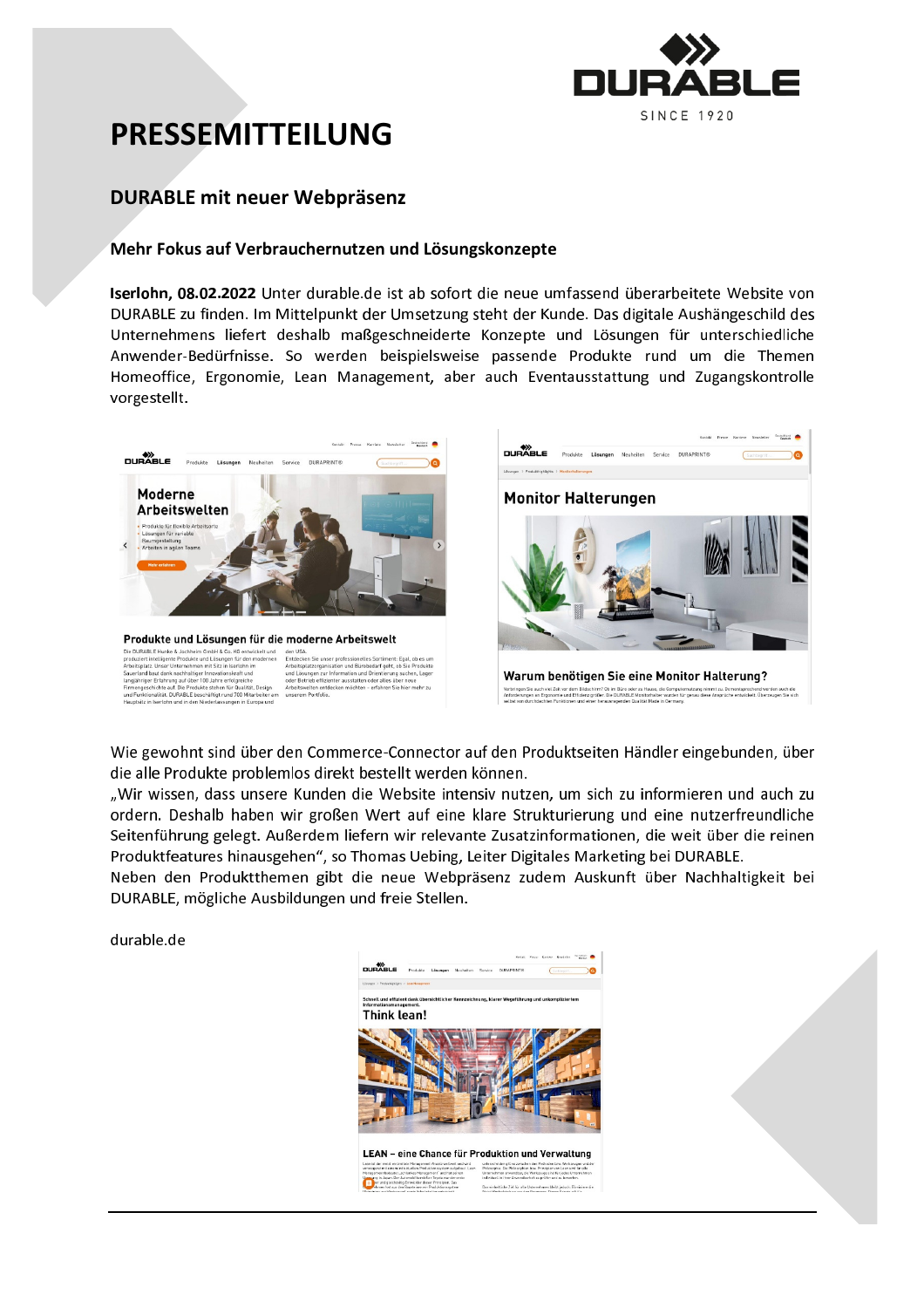# PRESSEMITTEILUNG

## DURABLE mit neuer Webpräsenz

### Mehr Fokus auf Verbrauchernutzen und Lösungskonzepte

**Iserlohn, 08.02.2022** Unter durable.de ist ab sofort die neue umfassend überarbeitete Website von DURABLE zu finden. Im Mittelpunkt der Umsetzung steht der Kunde. Das digitale Aushängeschild des Unternehmens liefert deshalb maßgeschneiderte Konzepte und Lösungen für unterschiedliche Anwender-Bedürfnisse. So werden beispielsweise passende Produkte rund um die Themen Homeoffice, Ergonomie, Lean Management, aber auch Eventausstattung und Zugangskontrolle vorgestellt.

Wie gewohnt sind über den Commerce-Connector auf den Produktseiten Händler eingebunden, über die alle Produkte problemlos direkt bestellt werden können.

„Wir wissen, dass unsere Kunden die Website intensiv nutzen, um sich zu informieren und auch zu ordern. Deshalb haben wir großen Wert auf eine klare Strukturierung und eine nutzerfreundliche Seitenführung gelegt. Außerdem liefern wir relevante Zusatzinformationen, die weit über die reinen Produktfeatures hinausgehen", so Thomas Uebing, Leiter Digitales Marketing bei DURABLE.

Neben den Produktthemen gibt die neue Webpräsenz zudem Auskunft über Nachhaltigkeit bei DURABLE, mögliche Ausbildungen und freie Stellen.

durable.de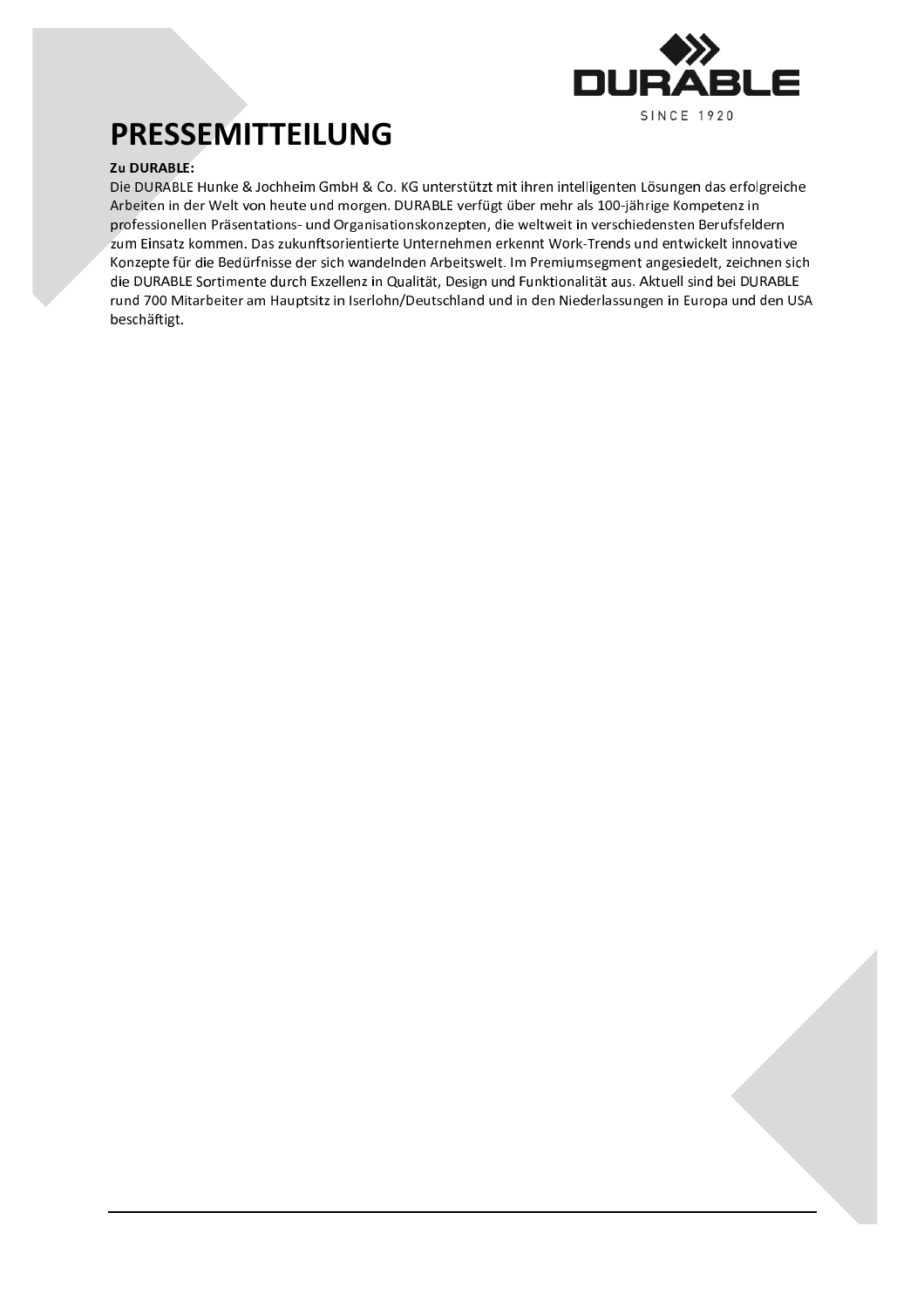# PRESSEMITTEILUNG

**Zu DURABLE:**

Die DURABLE Hunke & Jochheim GmbH & Co. KG unterstützt mit ihren intelligenten Lösungen das erfolgreiche Arbeiten in der Welt von heute und morgen. DURABLE verfügt über mehr als 100-jährige Kompetenz in professionellen Präsentations- und Organisationskonzepten, die weltweit in verschiedensten Berufsfeldern zum Einsatz kommen. Das zukunftsorientierte Unternehmen erkennt Work-Trends und entwickelt innovative Konzepte für die Bedürfnisse der sich wandelnden Arbeitswelt. Im Premiumsegment angesiedelt, zeichnen sich die DURABLE Sortimente durch Exzellenz in Qualität, Design und Funktionalität aus. Aktuell sind bei DURABLE rund 700 Mitarbeiter am Hauptsitz in Iserlohn/Deutschland und in den Niederlassungen in Europa und den USA beschäftigt.